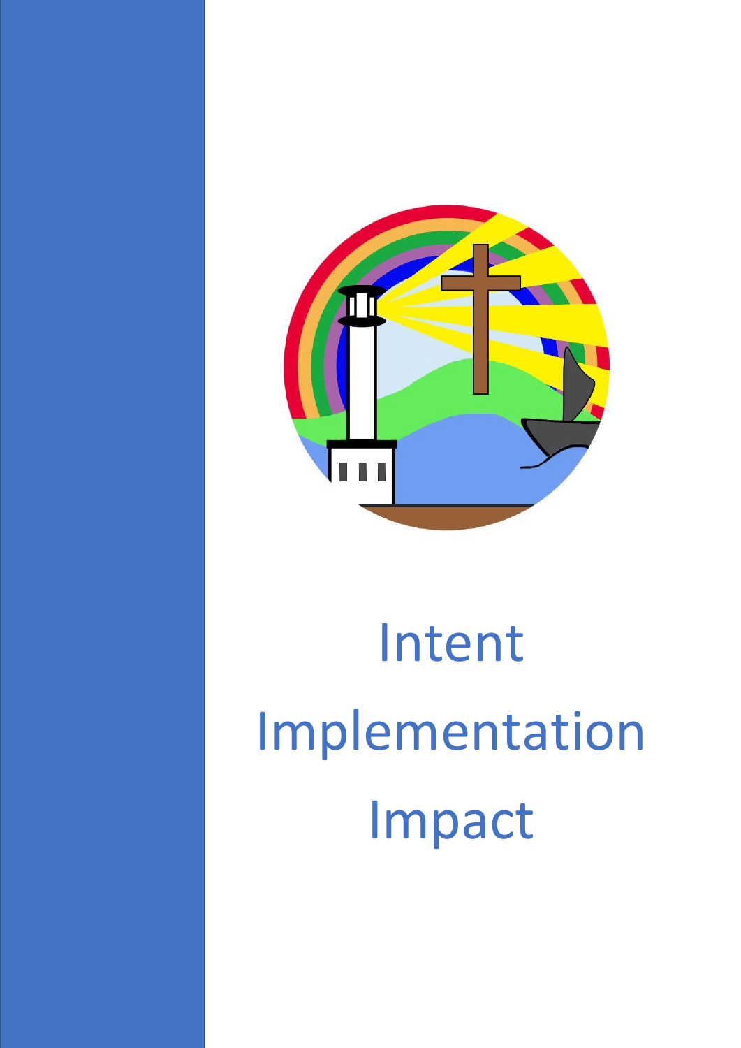# Intent
# Implementation
# Impact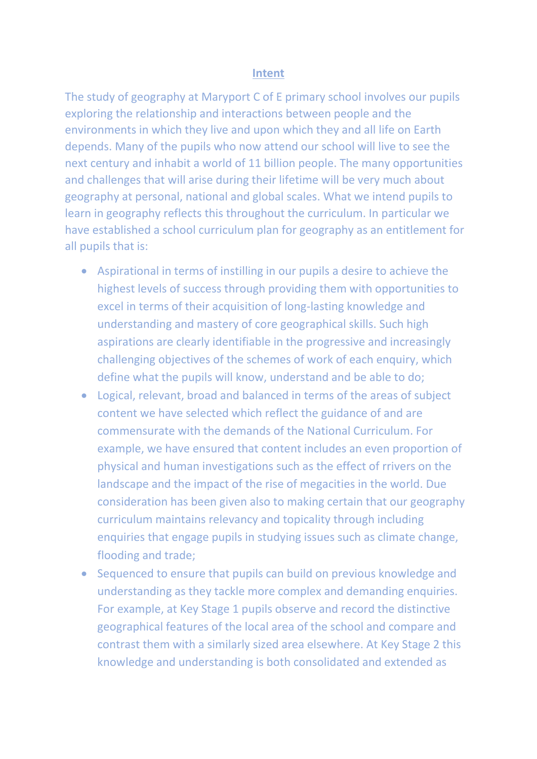## Intent

The study of geography at Maryport C of E primary school involves our pupils exploring the relationship and interactions between people and the environments in which they live and upon which they and all life on Earth depends. Many of the pupils who now attend our school will live to see the next century and inhabit a world of 11 billion people. The many opportunities and challenges that will arise during their lifetime will be very much about geography at personal, national and global scales. What we intend pupils to learn in geography reflects this throughout the curriculum. In particular we have established a school curriculum plan for geography as an entitlement for all pupils that is:

- Aspirational in terms of instilling in our pupils a desire to achieve the highest levels of success through providing them with opportunities to excel in terms of their acquisition of long-lasting knowledge and understanding and mastery of core geographical skills. Such high aspirations are clearly identifiable in the progressive and increasingly challenging objectives of the schemes of work of each enquiry, which define what the pupils will know, understand and be able to do;
- Logical, relevant, broad and balanced in terms of the areas of subject content we have selected which reflect the guidance of and are commensurate with the demands of the National Curriculum. For example, we have ensured that content includes an even proportion of physical and human investigations such as the effect of rrivers on the landscape and the impact of the rise of megacities in the world. Due consideration has been given also to making certain that our geography curriculum maintains relevancy and topicality through including enquiries that engage pupils in studying issues such as climate change, flooding and trade;
- Sequenced to ensure that pupils can build on previous knowledge and understanding as they tackle more complex and demanding enquiries. For example, at Key Stage 1 pupils observe and record the distinctive geographical features of the local area of the school and compare and contrast them with a similarly sized area elsewhere. At Key Stage 2 this knowledge and understanding is both consolidated and extended as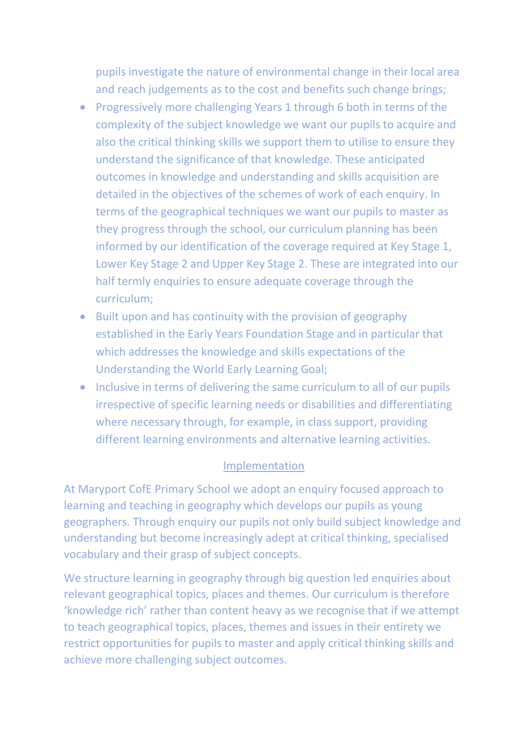pupils investigate the nature of environmental change in their local area and reach judgements as to the cost and benefits such change brings;

- Progressively more challenging Years 1 through 6 both in terms of the complexity of the subject knowledge we want our pupils to acquire and also the critical thinking skills we support them to utilise to ensure they understand the significance of that knowledge. These anticipated outcomes in knowledge and understanding and skills acquisition are detailed in the objectives of the schemes of work of each enquiry. In terms of the geographical techniques we want our pupils to master as they progress through the school, our curriculum planning has been informed by our identification of the coverage required at Key Stage 1, Lower Key Stage 2 and Upper Key Stage 2. These are integrated into our half termly enquiries to ensure adequate coverage through the curriculum;
- Built upon and has continuity with the provision of geography established in the Early Years Foundation Stage and in particular that which addresses the knowledge and skills expectations of the Understanding the World Early Learning Goal;
- Inclusive in terms of delivering the same curriculum to all of our pupils irrespective of specific learning needs or disabilities and differentiating where necessary through, for example, in class support, providing different learning environments and alternative learning activities.

## Implementation

At Maryport CofE Primary School we adopt an enquiry focused approach to learning and teaching in geography which develops our pupils as young geographers. Through enquiry our pupils not only build subject knowledge and understanding but become increasingly adept at critical thinking, specialised vocabulary and their grasp of subject concepts.

We structure learning in geography through big question led enquiries about relevant geographical topics, places and themes. Our curriculum is therefore 'knowledge rich' rather than content heavy as we recognise that if we attempt to teach geographical topics, places, themes and issues in their entirety we restrict opportunities for pupils to master and apply critical thinking skills and achieve more challenging subject outcomes.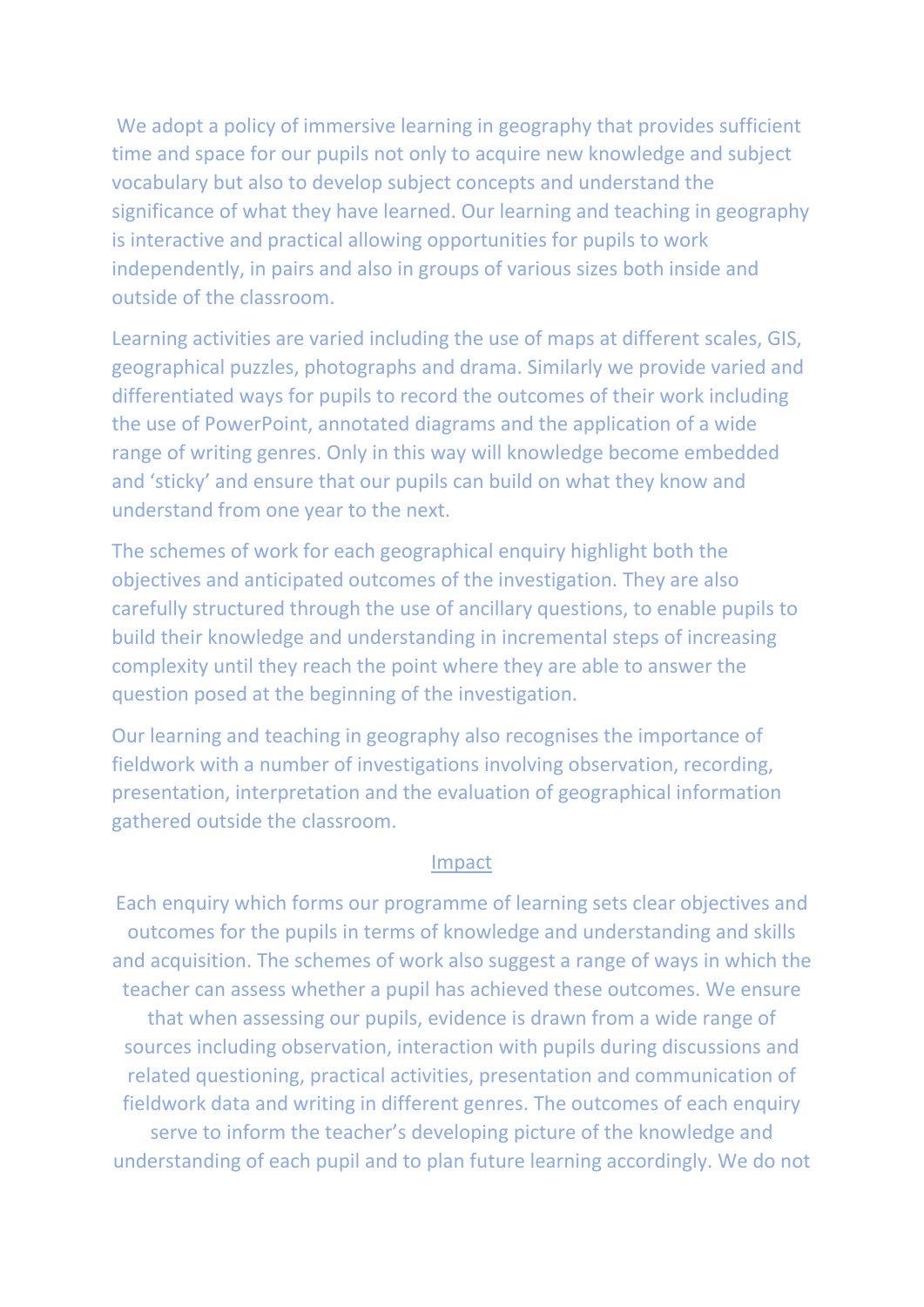We adopt a policy of immersive learning in geography that provides sufficient time and space for our pupils not only to acquire new knowledge and subject vocabulary but also to develop subject concepts and understand the significance of what they have learned. Our learning and teaching in geography is interactive and practical allowing opportunities for pupils to work independently, in pairs and also in groups of various sizes both inside and outside of the classroom.

Learning activities are varied including the use of maps at different scales, GIS, geographical puzzles, photographs and drama. Similarly we provide varied and differentiated ways for pupils to record the outcomes of their work including the use of PowerPoint, annotated diagrams and the application of a wide range of writing genres. Only in this way will knowledge become embedded and 'sticky' and ensure that our pupils can build on what they know and understand from one year to the next.

The schemes of work for each geographical enquiry highlight both the objectives and anticipated outcomes of the investigation. They are also carefully structured through the use of ancillary questions, to enable pupils to build their knowledge and understanding in incremental steps of increasing complexity until they reach the point where they are able to answer the question posed at the beginning of the investigation.

Our learning and teaching in geography also recognises the importance of fieldwork with a number of investigations involving observation, recording, presentation, interpretation and the evaluation of geographical information gathered outside the classroom.

## Impact

Each enquiry which forms our programme of learning sets clear objectives and outcomes for the pupils in terms of knowledge and understanding and skills and acquisition. The schemes of work also suggest a range of ways in which the teacher can assess whether a pupil has achieved these outcomes. We ensure that when assessing our pupils, evidence is drawn from a wide range of sources including observation, interaction with pupils during discussions and related questioning, practical activities, presentation and communication of fieldwork data and writing in different genres. The outcomes of each enquiry serve to inform the teacher's developing picture of the knowledge and understanding of each pupil and to plan future learning accordingly. We do not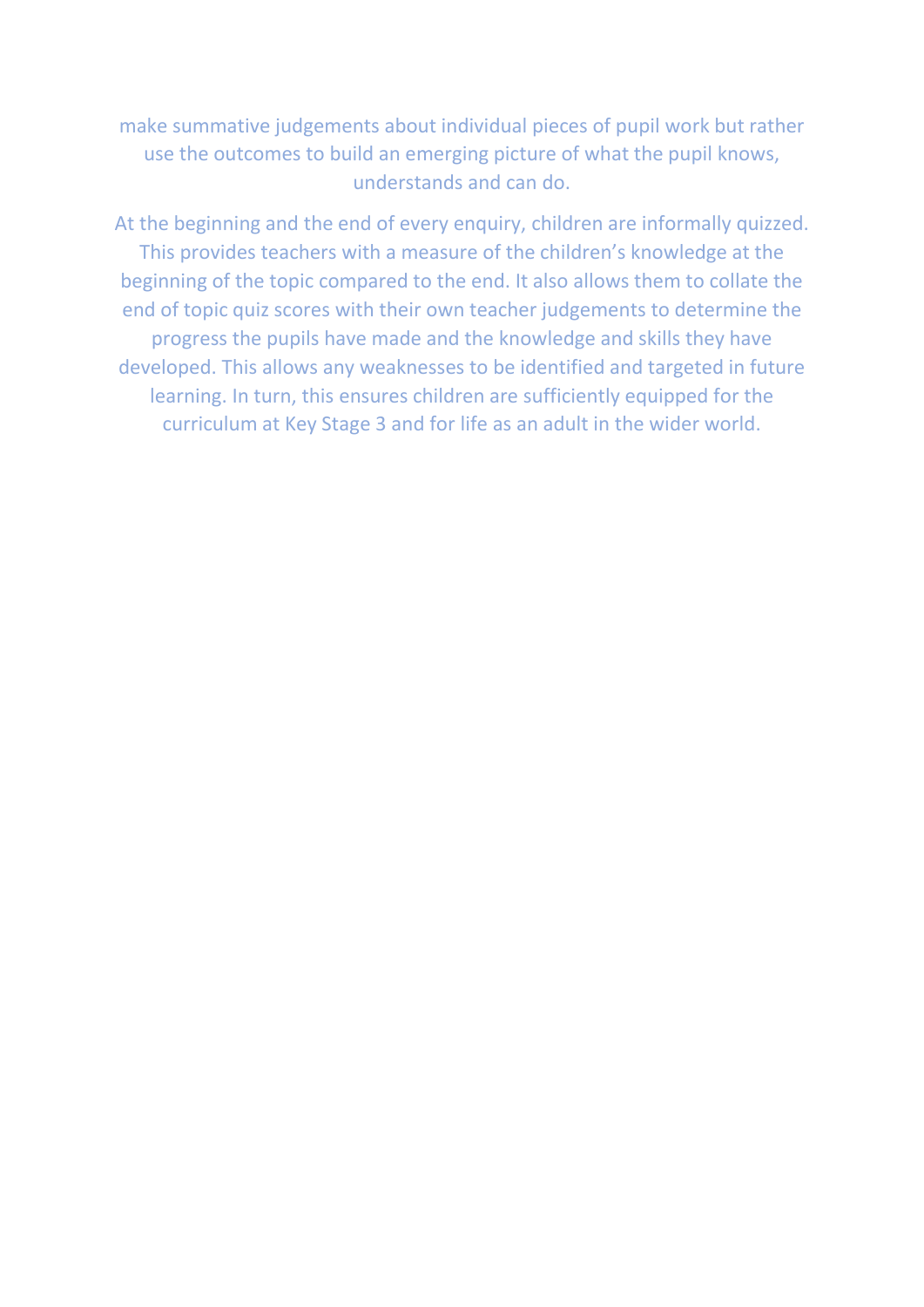make summative judgements about individual pieces of pupil work but rather use the outcomes to build an emerging picture of what the pupil knows, understands and can do.

At the beginning and the end of every enquiry, children are informally quizzed. This provides teachers with a measure of the children's knowledge at the beginning of the topic compared to the end. It also allows them to collate the end of topic quiz scores with their own teacher judgements to determine the progress the pupils have made and the knowledge and skills they have developed. This allows any weaknesses to be identified and targeted in future learning. In turn, this ensures children are sufficiently equipped for the curriculum at Key Stage 3 and for life as an adult in the wider world.